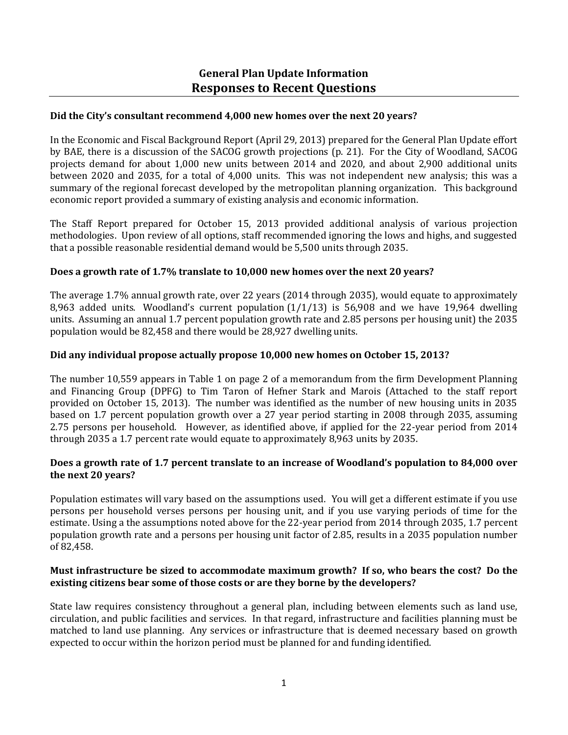# General Plan Update Information
## Responses to Recent Questions

**Did the City's consultant recommend 4,000 new homes over the next 20 years?**

In the Economic and Fiscal Background Report (April 29, 2013) prepared for the General Plan Update effort by BAE, there is a discussion of the SACOG growth projections (p. 21). For the City of Woodland, SACOG projects demand for about 1,000 new units between 2014 and 2020, and about 2,900 additional units between 2020 and 2035, for a total of 4,000 units. This was not independent new analysis; this was a summary of the regional forecast developed by the metropolitan planning organization. This background economic report provided a summary of existing analysis and economic information.

The Staff Report prepared for October 15, 2013 provided additional analysis of various projection methodologies. Upon review of all options, staff recommended ignoring the lows and highs, and suggested that a possible reasonable residential demand would be 5,500 units through 2035.

**Does a growth rate of 1.7% translate to 10,000 new homes over the next 20 years?**

The average 1.7% annual growth rate, over 22 years (2014 through 2035), would equate to approximately 8,963 added units. Woodland's current population (1/1/13) is 56,908 and we have 19,964 dwelling units. Assuming an annual 1.7 percent population growth rate and 2.85 persons per housing unit) the 2035 population would be 82,458 and there would be 28,927 dwelling units.

**Did any individual propose actually propose 10,000 new homes on October 15, 2013?**

The number 10,559 appears in Table 1 on page 2 of a memorandum from the firm Development Planning and Financing Group (DPFG) to Tim Taron of Hefner Stark and Marois (Attached to the staff report provided on October 15, 2013). The number was identified as the number of new housing units in 2035 based on 1.7 percent population growth over a 27 year period starting in 2008 through 2035, assuming 2.75 persons per household. However, as identified above, if applied for the 22-year period from 2014 through 2035 a 1.7 percent rate would equate to approximately 8,963 units by 2035.

**Does a growth rate of 1.7 percent translate to an increase of Woodland's population to 84,000 over the next 20 years?**

Population estimates will vary based on the assumptions used. You will get a different estimate if you use persons per household verses persons per housing unit, and if you use varying periods of time for the estimate. Using a the assumptions noted above for the 22-year period from 2014 through 2035, 1.7 percent population growth rate and a persons per housing unit factor of 2.85, results in a 2035 population number of 82,458.

**Must infrastructure be sized to accommodate maximum growth? If so, who bears the cost? Do the existing citizens bear some of those costs or are they borne by the developers?**

State law requires consistency throughout a general plan, including between elements such as land use, circulation, and public facilities and services. In that regard, infrastructure and facilities planning must be matched to land use planning. Any services or infrastructure that is deemed necessary based on growth expected to occur within the horizon period must be planned for and funding identified.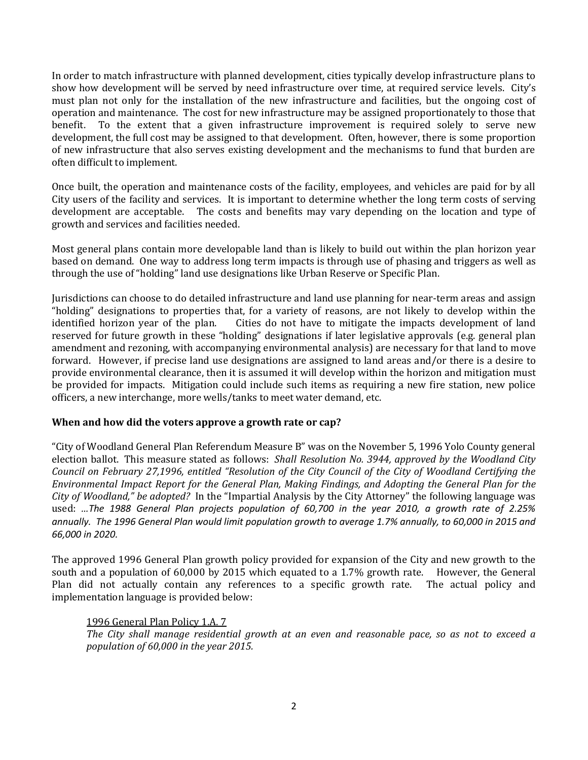In order to match infrastructure with planned development, cities typically develop infrastructure plans to show how development will be served by need infrastructure over time, at required service levels. City's must plan not only for the installation of the new infrastructure and facilities, but the ongoing cost of operation and maintenance. The cost for new infrastructure may be assigned proportionately to those that benefit. To the extent that a given infrastructure improvement is required solely to serve new development, the full cost may be assigned to that development. Often, however, there is some proportion of new infrastructure that also serves existing development and the mechanisms to fund that burden are often difficult to implement.

Once built, the operation and maintenance costs of the facility, employees, and vehicles are paid for by all City users of the facility and services. It is important to determine whether the long term costs of serving development are acceptable. The costs and benefits may vary depending on the location and type of growth and services and facilities needed.

Most general plans contain more developable land than is likely to build out within the plan horizon year based on demand. One way to address long term impacts is through use of phasing and triggers as well as through the use of "holding" land use designations like Urban Reserve or Specific Plan.

Jurisdictions can choose to do detailed infrastructure and land use planning for near-term areas and assign "holding" designations to properties that, for a variety of reasons, are not likely to develop within the identified horizon year of the plan. Cities do not have to mitigate the impacts development of land reserved for future growth in these "holding" designations if later legislative approvals (e.g. general plan amendment and rezoning, with accompanying environmental analysis) are necessary for that land to move forward. However, if precise land use designations are assigned to land areas and/or there is a desire to provide environmental clearance, then it is assumed it will develop within the horizon and mitigation must be provided for impacts. Mitigation could include such items as requiring a new fire station, new police officers, a new interchange, more wells/tanks to meet water demand, etc.

**When and how did the voters approve a growth rate or cap?**

"City of Woodland General Plan Referendum Measure B" was on the November 5, 1996 Yolo County general election ballot. This measure stated as follows: *Shall Resolution No. 3944, approved by the Woodland City Council on February 27,1996, entitled "Resolution of the City Council of the City of Woodland Certifying the Environmental Impact Report for the General Plan, Making Findings, and Adopting the General Plan for the City of Woodland," be adopted?* In the "Impartial Analysis by the City Attorney" the following language was used: *…The 1988 General Plan projects population of 60,700 in the year 2010, a growth rate of 2.25% annually. The 1996 General Plan would limit population growth to average 1.7% annually, to 60,000 in 2015 and 66,000 in 2020.*

The approved 1996 General Plan growth policy provided for expansion of the City and new growth to the south and a population of 60,000 by 2015 which equated to a 1.7% growth rate. However, the General Plan did not actually contain any references to a specific growth rate. The actual policy and implementation language is provided below:

> <u>1996 General Plan Policy 1.A. 7</u>
> *The City shall manage residential growth at an even and reasonable pace, so as not to exceed a population of 60,000 in the year 2015.*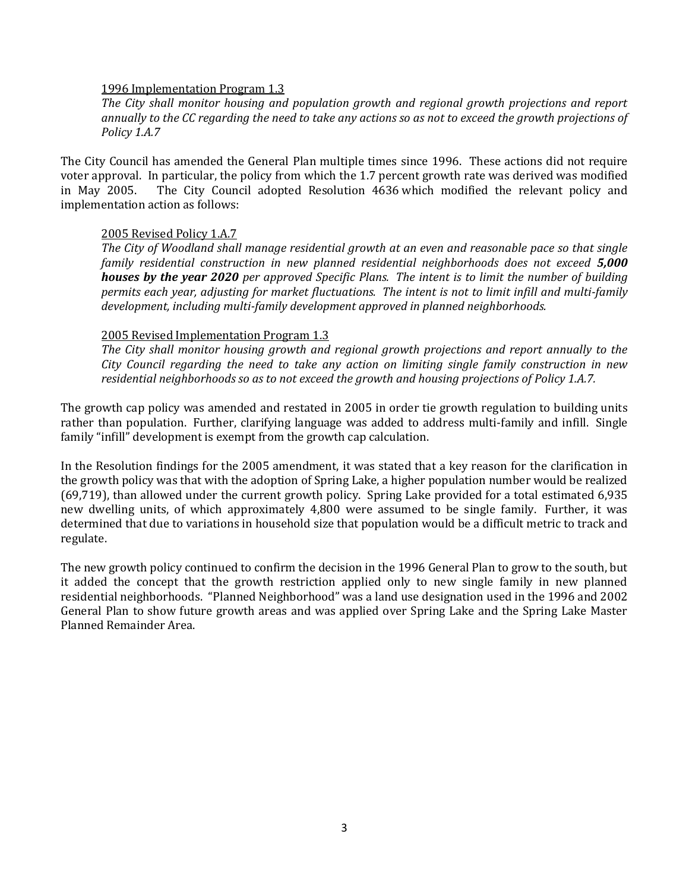<u>1996 Implementation Program 1.3</u>

*The City shall monitor housing and population growth and regional growth projections and report annually to the CC regarding the need to take any actions so as not to exceed the growth projections of Policy 1.A.7*

The City Council has amended the General Plan multiple times since 1996. These actions did not require voter approval. In particular, the policy from which the 1.7 percent growth rate was derived was modified in May 2005. The City Council adopted Resolution 4636 which modified the relevant policy and implementation action as follows:

<u>2005 Revised Policy 1.A.7</u>

*The City of Woodland shall manage residential growth at an even and reasonable pace so that single family residential construction in new planned residential neighborhoods does not exceed* ***5,000 houses by the year 2020*** *per approved Specific Plans. The intent is to limit the number of building permits each year, adjusting for market fluctuations. The intent is not to limit infill and multi-family development, including multi-family development approved in planned neighborhoods.*

<u>2005 Revised Implementation Program 1.3</u>

*The City shall monitor housing growth and regional growth projections and report annually to the City Council regarding the need to take any action on limiting single family construction in new residential neighborhoods so as to not exceed the growth and housing projections of Policy 1.A.7.*

The growth cap policy was amended and restated in 2005 in order tie growth regulation to building units rather than population. Further, clarifying language was added to address multi-family and infill. Single family "infill" development is exempt from the growth cap calculation.

In the Resolution findings for the 2005 amendment, it was stated that a key reason for the clarification in the growth policy was that with the adoption of Spring Lake, a higher population number would be realized (69,719), than allowed under the current growth policy. Spring Lake provided for a total estimated 6,935 new dwelling units, of which approximately 4,800 were assumed to be single family. Further, it was determined that due to variations in household size that population would be a difficult metric to track and regulate.

The new growth policy continued to confirm the decision in the 1996 General Plan to grow to the south, but it added the concept that the growth restriction applied only to new single family in new planned residential neighborhoods. "Planned Neighborhood" was a land use designation used in the 1996 and 2002 General Plan to show future growth areas and was applied over Spring Lake and the Spring Lake Master Planned Remainder Area.